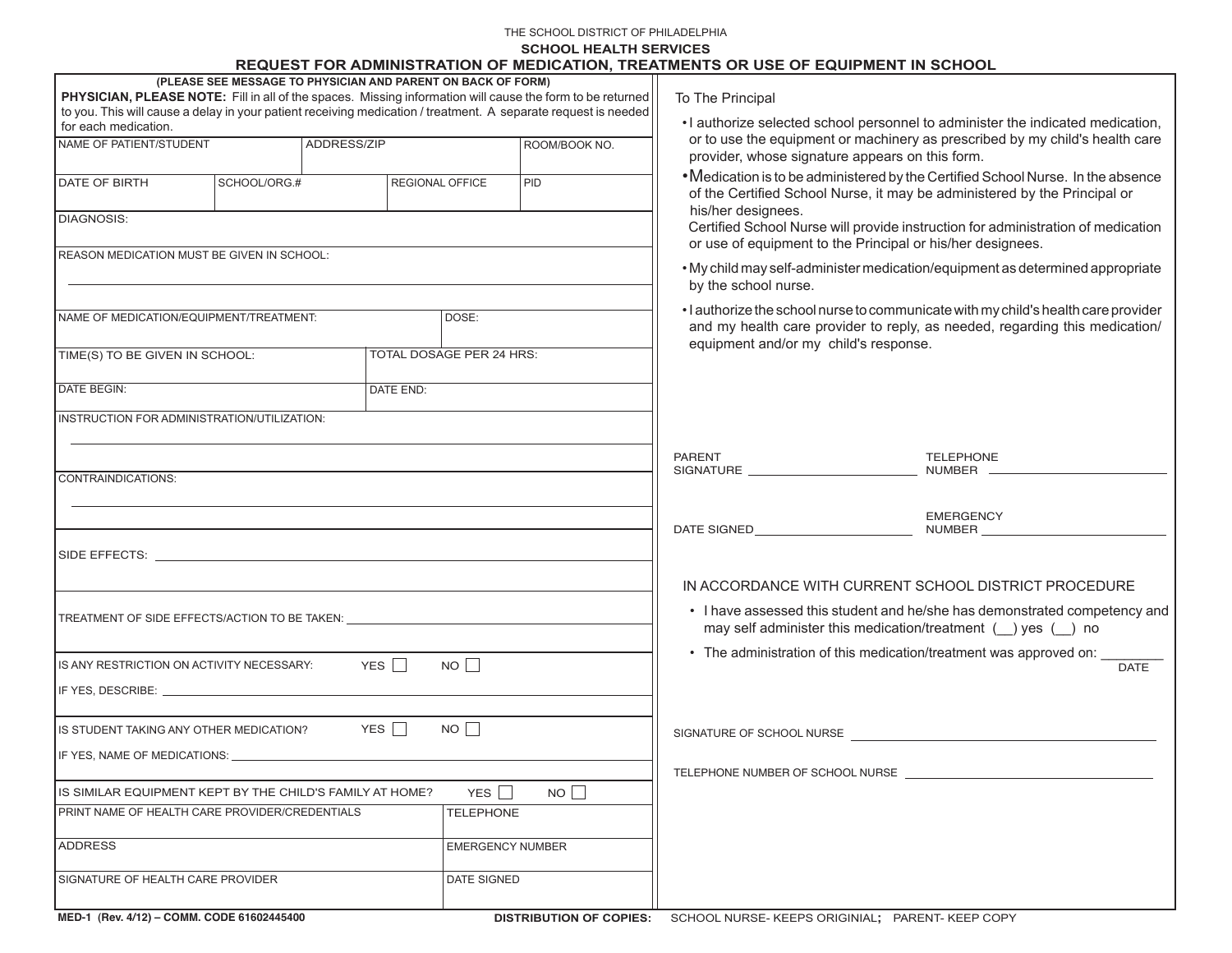THE SCHOOL DISTRICT OF PHILADELPHIA

**SCHOOL HEALTH SERVICES**

# REQUEST FOR ADMINISTRATION OF MEDICATION, TREATMENTS OR USE OF EQUIPMENT IN SCHOOL

**(PLEASE SEE MESSAGE TO PHYSICIAN AND PARENT ON BACK OF FORM)**

**PHYSICIAN, PLEASE NOTE:** Fill in all of the spaces. Missing information will cause the form to be returned to you. This will cause a delay in your patient receiving medication / treatment. A separate request is needed for each medication.

| NAME OF PATIENT/STUDENT | ADDRESS/ZIP | ROOM/BOOK NO. |
|---|---|---|
| | | |

| DATE OF BIRTH | SCHOOL/ORG.# | REGIONAL OFFICE | PID |
|---|---|---|---|
| | | | |

DIAGNOSIS:

REASON MEDICATION MUST BE GIVEN IN SCHOOL:

| NAME OF MEDICATION/EQUIPMENT/TREATMENT: | DOSE: |
|---|---|
| | |

| TIME(S) TO BE GIVEN IN SCHOOL: | TOTAL DOSAGE PER 24 HRS: |
|---|---|
| | |

| DATE BEGIN: | DATE END: |
|---|---|
| | |

INSTRUCTION FOR ADMINISTRATION/UTILIZATION:

CONTRAINDICATIONS:

SIDE EFFECTS: ____________________

TREATMENT OF SIDE EFFECTS/ACTION TO BE TAKEN: ____________________

IS ANY RESTRICTION ON ACTIVITY NECESSARY: YES ☐ NO ☐

IF YES, DESCRIBE: ____________________

IS STUDENT TAKING ANY OTHER MEDICATION? YES ☐ NO ☐

IF YES, NAME OF MEDICATIONS: ____________________

IS SIMILAR EQUIPMENT KEPT BY THE CHILD'S FAMILY AT HOME? YES ☐ NO ☐

| PRINT NAME OF HEALTH CARE PROVIDER/CREDENTIALS | TELEPHONE |
|---|---|
| ADDRESS | EMERGENCY NUMBER |
| SIGNATURE OF HEALTH CARE PROVIDER | DATE SIGNED |

To The Principal

- I authorize selected school personnel to administer the indicated medication, or to use the equipment or machinery as prescribed by my child's health care provider, whose signature appears on this form.
- Medication is to be administered by the Certified School Nurse. In the absence of the Certified School Nurse, it may be administered by the Principal or his/her designees.
  Certified School Nurse will provide instruction for administration of medication or use of equipment to the Principal or his/her designees.
- My child may self-administer medication/equipment as determined appropriate by the school nurse.
- I authorize the school nurse to communicate with my child's health care provider and my health care provider to reply, as needed, regarding this medication/ equipment and/or my child's response.

PARENT SIGNATURE ____________________ TELEPHONE NUMBER ____________________

DATE SIGNED ____________________ EMERGENCY NUMBER ____________________

IN ACCORDANCE WITH CURRENT SCHOOL DISTRICT PROCEDURE

- I have assessed this student and he/she has demonstrated competency and may self administer this medication/treatment (__) yes (__) no
- The administration of this medication/treatment was approved on: ________ DATE

SIGNATURE OF SCHOOL NURSE ____________________

TELEPHONE NUMBER OF SCHOOL NURSE ____________________

MED-1 (Rev. 4/12) – COMM. CODE 61602445400

**DISTRIBUTION OF COPIES:** SCHOOL NURSE- KEEPS ORIGINIAL; PARENT- KEEP COPY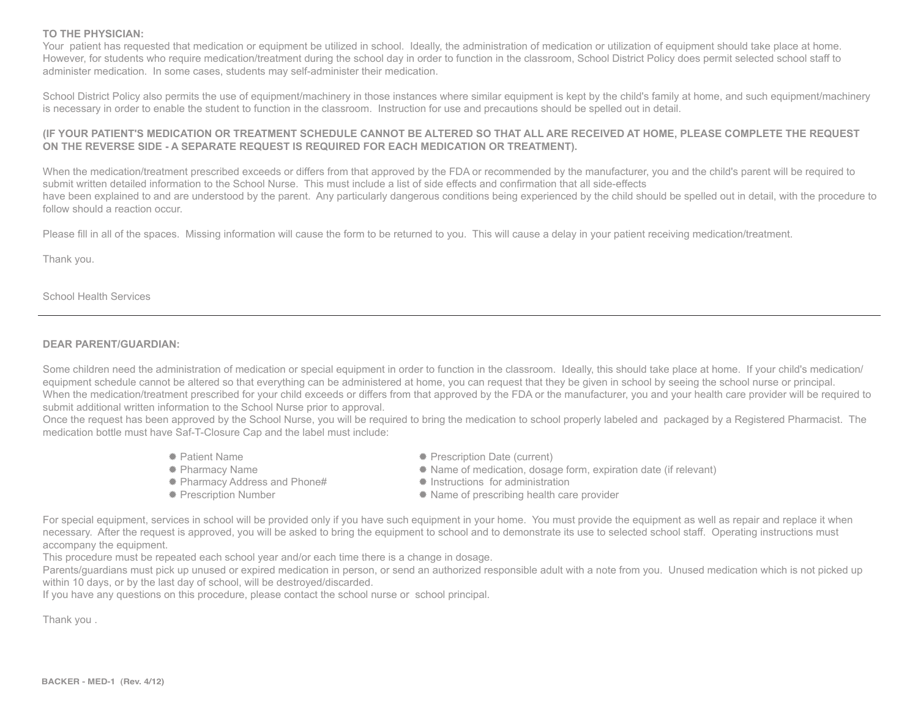**TO THE PHYSICIAN:**

Your patient has requested that medication or equipment be utilized in school. Ideally, the administration of medication or utilization of equipment should take place at home. However, for students who require medication/treatment during the school day in order to function in the classroom, School District Policy does permit selected school staff to administer medication. In some cases, students may self-administer their medication.

School District Policy also permits the use of equipment/machinery in those instances where similar equipment is kept by the child's family at home, and such equipment/machinery is necessary in order to enable the student to function in the classroom. Instruction for use and precautions should be spelled out in detail.

**(IF YOUR PATIENT'S MEDICATION OR TREATMENT SCHEDULE CANNOT BE ALTERED SO THAT ALL ARE RECEIVED AT HOME, PLEASE COMPLETE THE REQUEST ON THE REVERSE SIDE - A SEPARATE REQUEST IS REQUIRED FOR EACH MEDICATION OR TREATMENT).**

When the medication/treatment prescribed exceeds or differs from that approved by the FDA or recommended by the manufacturer, you and the child's parent will be required to submit written detailed information to the School Nurse. This must include a list of side effects and confirmation that all side-effects have been explained to and are understood by the parent. Any particularly dangerous conditions being experienced by the child should be spelled out in detail, with the procedure to follow should a reaction occur.

Please fill in all of the spaces. Missing information will cause the form to be returned to you. This will cause a delay in your patient receiving medication/treatment.

Thank you.

School Health Services

---

**DEAR PARENT/GUARDIAN:**

Some children need the administration of medication or special equipment in order to function in the classroom. Ideally, this should take place at home. If your child's medication/ equipment schedule cannot be altered so that everything can be administered at home, you can request that they be given in school by seeing the school nurse or principal.
When the medication/treatment prescribed for your child exceeds or differs from that approved by the FDA or the manufacturer, you and your health care provider will be required to submit additional written information to the School Nurse prior to approval.
Once the request has been approved by the School Nurse, you will be required to bring the medication to school properly labeled and packaged by a Registered Pharmacist. The medication bottle must have Saf-T-Closure Cap and the label must include:

- Patient Name
- Pharmacy Name
- Pharmacy Address and Phone#
- Prescription Number
- Prescription Date (current)
- Name of medication, dosage form, expiration date (if relevant)
- Instructions for administration
- Name of prescribing health care provider

For special equipment, services in school will be provided only if you have such equipment in your home. You must provide the equipment as well as repair and replace it when necessary. After the request is approved, you will be asked to bring the equipment to school and to demonstrate its use to selected school staff. Operating instructions must accompany the equipment.
This procedure must be repeated each school year and/or each time there is a change in dosage.
Parents/guardians must pick up unused or expired medication in person, or send an authorized responsible adult with a note from you. Unused medication which is not picked up within 10 days, or by the last day of school, will be destroyed/discarded.
If you have any questions on this procedure, please contact the school nurse or school principal.

Thank you .

**BACKER - MED-1 (Rev. 4/12)**